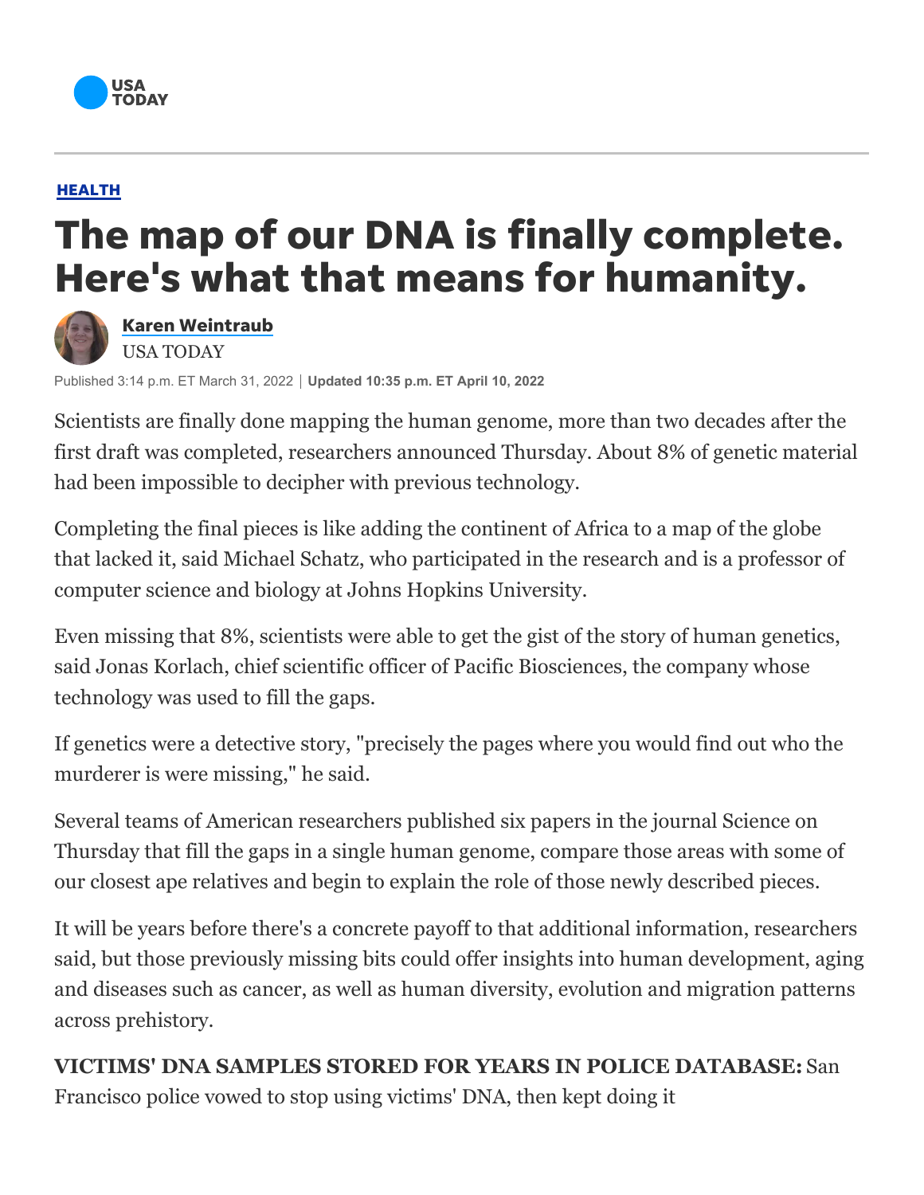HEALTH

# The map of our DNA is finally complete. Here's what that means for humanity.

Karen Weintraub
USA TODAY

Published 3:14 p.m. ET March 31, 2022 | **Updated 10:35 p.m. ET April 10, 2022**

Scientists are finally done mapping the human genome, more than two decades after the first draft was completed, researchers announced Thursday. About 8% of genetic material had been impossible to decipher with previous technology.

Completing the final pieces is like adding the continent of Africa to a map of the globe that lacked it, said Michael Schatz, who participated in the research and is a professor of computer science and biology at Johns Hopkins University.

Even missing that 8%, scientists were able to get the gist of the story of human genetics, said Jonas Korlach, chief scientific officer of Pacific Biosciences, the company whose technology was used to fill the gaps.

If genetics were a detective story, "precisely the pages where you would find out who the murderer is were missing," he said.

Several teams of American researchers published six papers in the journal Science on Thursday that fill the gaps in a single human genome, compare those areas with some of our closest ape relatives and begin to explain the role of those newly described pieces.

It will be years before there's a concrete payoff to that additional information, researchers said, but those previously missing bits could offer insights into human development, aging and diseases such as cancer, as well as human diversity, evolution and migration patterns across prehistory.

**VICTIMS' DNA SAMPLES STORED FOR YEARS IN POLICE DATABASE:** San Francisco police vowed to stop using victims' DNA, then kept doing it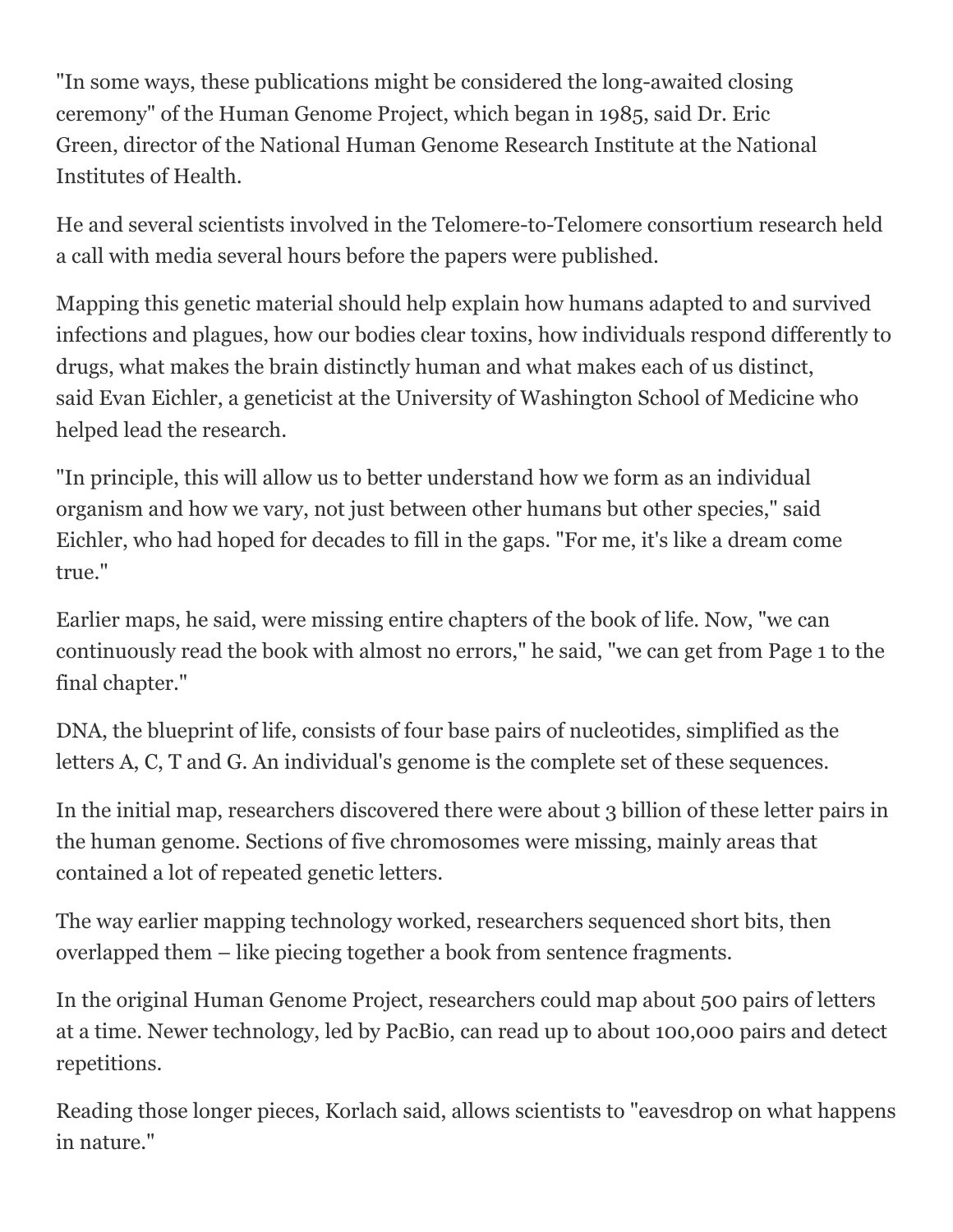"In some ways, these publications might be considered the long-awaited closing ceremony" of the Human Genome Project, which began in 1985, said Dr. Eric Green, director of the National Human Genome Research Institute at the National Institutes of Health.

He and several scientists involved in the Telomere-to-Telomere consortium research held a call with media several hours before the papers were published.

Mapping this genetic material should help explain how humans adapted to and survived infections and plagues, how our bodies clear toxins, how individuals respond differently to drugs, what makes the brain distinctly human and what makes each of us distinct, said Evan Eichler, a geneticist at the University of Washington School of Medicine who helped lead the research.

"In principle, this will allow us to better understand how we form as an individual organism and how we vary, not just between other humans but other species," said Eichler, who had hoped for decades to fill in the gaps. "For me, it's like a dream come true."

Earlier maps, he said, were missing entire chapters of the book of life. Now, "we can continuously read the book with almost no errors," he said, "we can get from Page 1 to the final chapter."

DNA, the blueprint of life, consists of four base pairs of nucleotides, simplified as the letters A, C, T and G. An individual's genome is the complete set of these sequences.

In the initial map, researchers discovered there were about 3 billion of these letter pairs in the human genome. Sections of five chromosomes were missing, mainly areas that contained a lot of repeated genetic letters.

The way earlier mapping technology worked, researchers sequenced short bits, then overlapped them – like piecing together a book from sentence fragments.

In the original Human Genome Project, researchers could map about 500 pairs of letters at a time. Newer technology, led by PacBio, can read up to about 100,000 pairs and detect repetitions.

Reading those longer pieces, Korlach said, allows scientists to "eavesdrop on what happens in nature."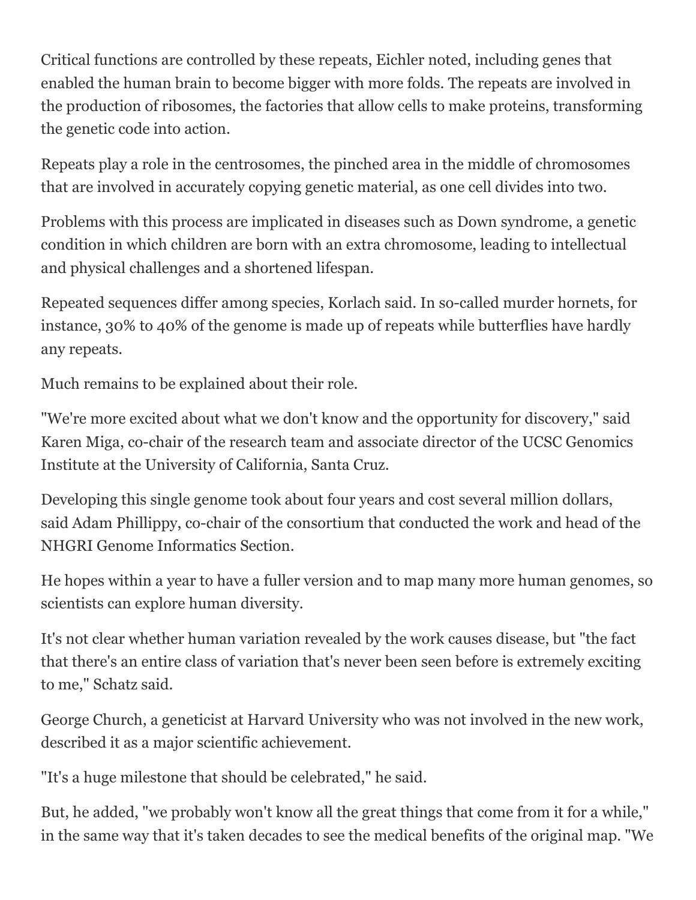Critical functions are controlled by these repeats, Eichler noted, including genes that enabled the human brain to become bigger with more folds. The repeats are involved in the production of ribosomes, the factories that allow cells to make proteins, transforming the genetic code into action.

Repeats play a role in the centrosomes, the pinched area in the middle of chromosomes that are involved in accurately copying genetic material, as one cell divides into two.

Problems with this process are implicated in diseases such as Down syndrome, a genetic condition in which children are born with an extra chromosome, leading to intellectual and physical challenges and a shortened lifespan.

Repeated sequences differ among species, Korlach said. In so-called murder hornets, for instance, 30% to 40% of the genome is made up of repeats while butterflies have hardly any repeats.

Much remains to be explained about their role.

"We're more excited about what we don't know and the opportunity for discovery," said Karen Miga, co-chair of the research team and associate director of the UCSC Genomics Institute at the University of California, Santa Cruz.

Developing this single genome took about four years and cost several million dollars, said Adam Phillippy, co-chair of the consortium that conducted the work and head of the NHGRI Genome Informatics Section.

He hopes within a year to have a fuller version and to map many more human genomes, so scientists can explore human diversity.

It's not clear whether human variation revealed by the work causes disease, but "the fact that there's an entire class of variation that's never been seen before is extremely exciting to me," Schatz said.

George Church, a geneticist at Harvard University who was not involved in the new work, described it as a major scientific achievement.

"It's a huge milestone that should be celebrated," he said.

But, he added, "we probably won't know all the great things that come from it for a while," in the same way that it's taken decades to see the medical benefits of the original map. "We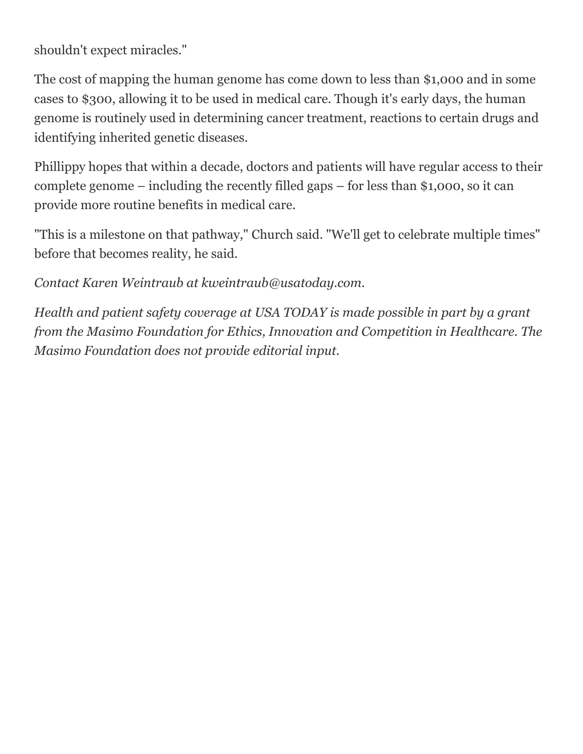shouldn't expect miracles."

The cost of mapping the human genome has come down to less than $1,000 and in some cases to $300, allowing it to be used in medical care. Though it's early days, the human genome is routinely used in determining cancer treatment, reactions to certain drugs and identifying inherited genetic diseases.

Phillippy hopes that within a decade, doctors and patients will have regular access to their complete genome – including the recently filled gaps – for less than $1,000, so it can provide more routine benefits in medical care.

"This is a milestone on that pathway," Church said. "We'll get to celebrate multiple times" before that becomes reality, he said.

*Contact Karen Weintraub at kweintraub@usatoday.com.*

*Health and patient safety coverage at USA TODAY is made possible in part by a grant from the Masimo Foundation for Ethics, Innovation and Competition in Healthcare. The Masimo Foundation does not provide editorial input.*